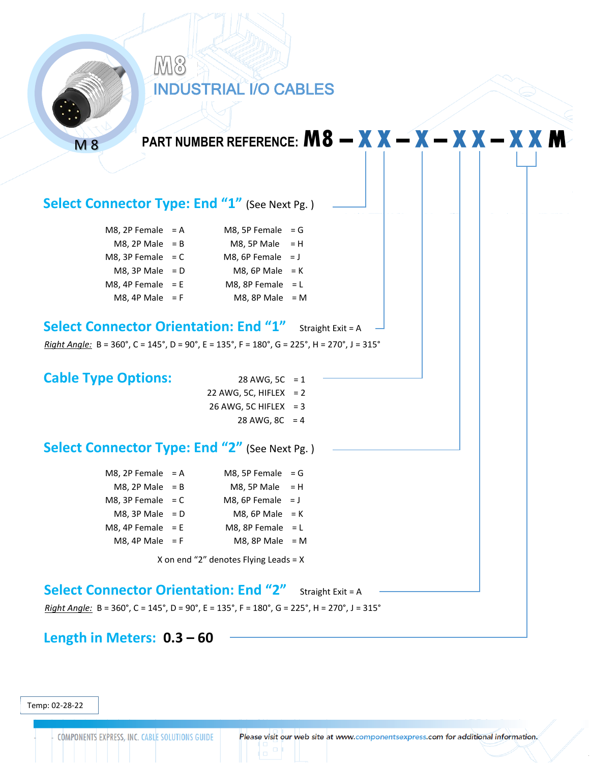# M8

## INDUSTRIAL I/O CABLES

M 8

**PART NUMBER REFERENCE: M8 – X X – X – X X – X X M**

## Select Connector Type: End "1" (See Next Pg. )

| | | | |
|---|---|---|---|
| M8, 2P Female | = A | M8, 5P Female | = G |
| M8, 2P Male | = B | M8, 5P Male | = H |
| M8, 3P Female | = C | M8, 6P Female | = J |
| M8, 3P Male | = D | M8, 6P Male | = K |
| M8, 4P Female | = E | M8, 8P Female | = L |
| M8, 4P Male | = F | M8, 8P Male | = M |

## Select Connector Orientation: End "1"

Straight Exit = A

*Right Angle:* B = 360°, C = 145°, D = 90°, E = 135°, F = 180°, G = 225°, H = 270°, J = 315°

## Cable Type Options:

| | |
|---|---|
| 28 AWG, 5C | = 1 |
| 22 AWG, 5C, HIFLEX | = 2 |
| 26 AWG, 5C HIFLEX | = 3 |
| 28 AWG, 8C | = 4 |

## Select Connector Type: End "2" (See Next Pg. )

| | | | |
|---|---|---|---|
| M8, 2P Female | = A | M8, 5P Female | = G |
| M8, 2P Male | = B | M8, 5P Male | = H |
| M8, 3P Female | = C | M8, 6P Female | = J |
| M8, 3P Male | = D | M8, 6P Male | = K |
| M8, 4P Female | = E | M8, 8P Female | = L |
| M8, 4P Male | = F | M8, 8P Male | = M |

X on end "2" denotes Flying Leads = X

## Select Connector Orientation: End "2"

Straight Exit = A

*Right Angle:* B = 360°, C = 145°, D = 90°, E = 135°, F = 180°, G = 225°, H = 270°, J = 315°

## Length in Meters: **0.3 – 60**

Temp: 02-28-22

COMPONENTS EXPRESS, INC. CABLE SOLUTIONS GUIDE

*Please visit our web site at www.componentsexpress.com for additional information.*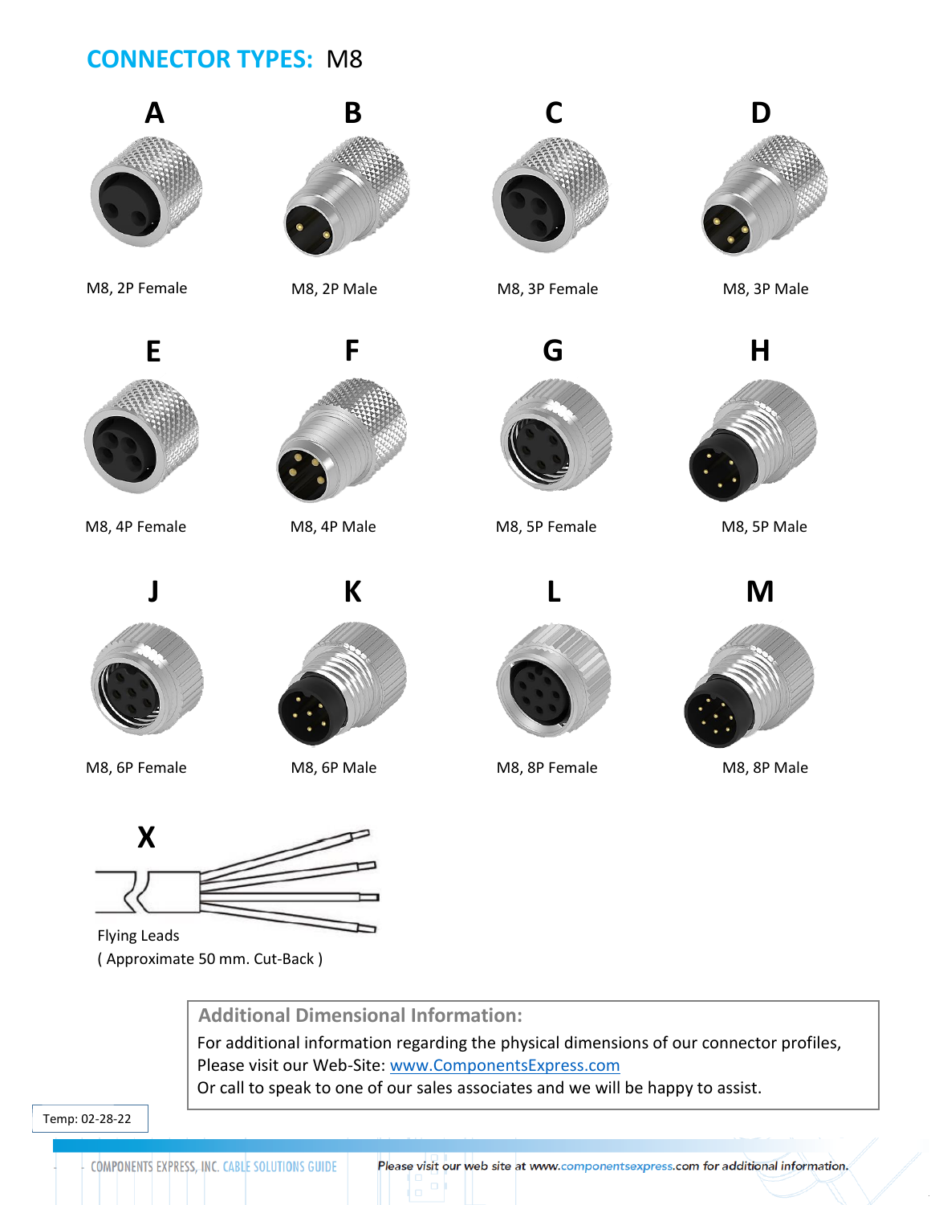# CONNECTOR TYPES: M8

**A**

M8, 2P Female

**B**

M8, 2P Male

**C**

M8, 3P Female

**D**

M8, 3P Male

**E**

M8, 4P Female

**F**

M8, 4P Male

**G**

M8, 5P Female

**H**

M8, 5P Male

**J**

M8, 6P Female

**K**

M8, 6P Male

**L**

M8, 8P Female

**M**

M8, 8P Male

**X**

Flying Leads
( Approximate 50 mm. Cut-Back )

**Additional Dimensional Information:**

For additional information regarding the physical dimensions of our connector profiles,
Please visit our Web-Site: [www.ComponentsExpress.com](http://www.ComponentsExpress.com)
Or call to speak to one of our sales associates and we will be happy to assist.

Temp: 02-28-22